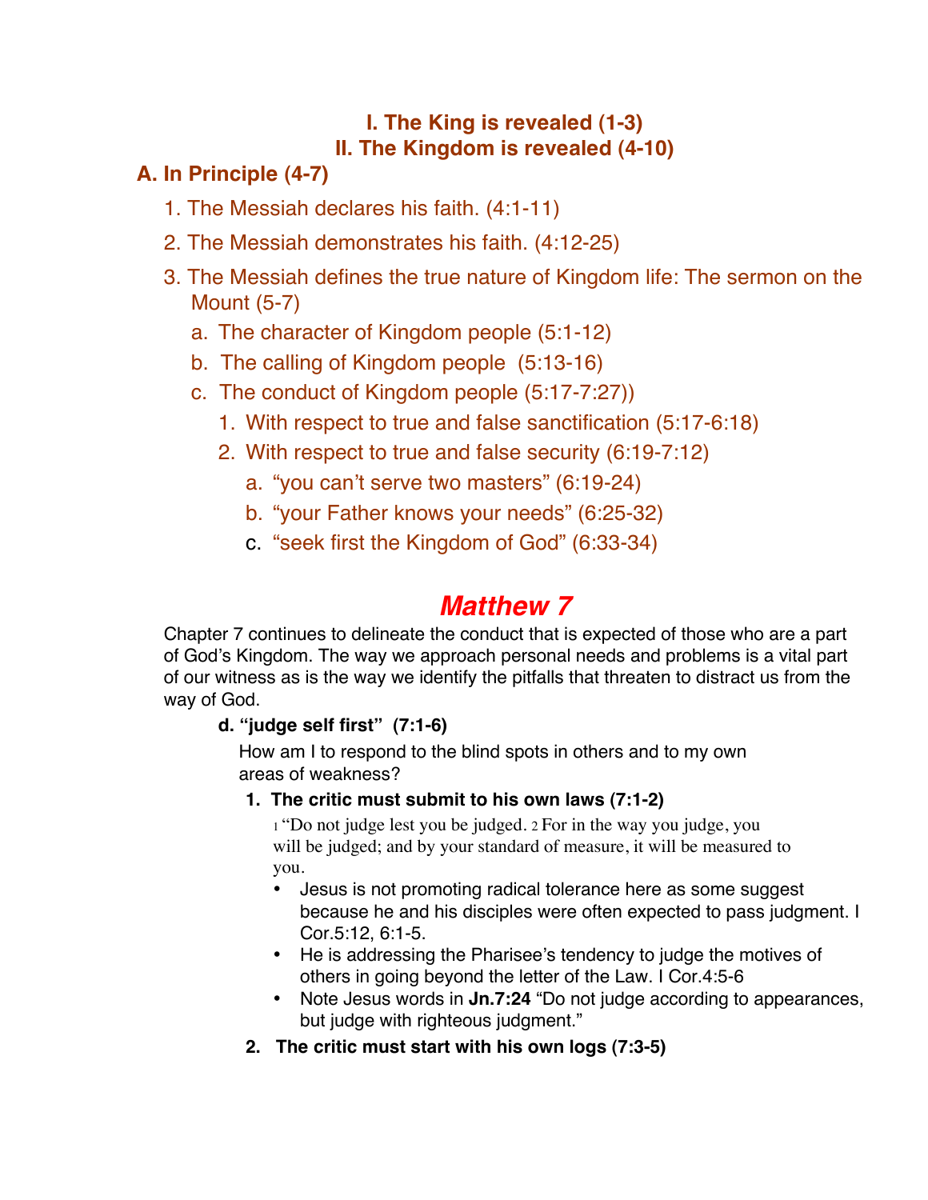## I. The King is revealed (1-3)
## II. The Kingdom is revealed (4-10)

### A. In Principle (4-7)

1. The Messiah declares his faith. (4:1-11)
2. The Messiah demonstrates his faith. (4:12-25)
3. The Messiah defines the true nature of Kingdom life: The sermon on the Mount (5-7)
   a. The character of Kingdom people (5:1-12)
   b. The calling of Kingdom people (5:13-16)
   c. The conduct of Kingdom people (5:17-7:27))
      1. With respect to true and false sanctification (5:17-6:18)
      2. With respect to true and false security (6:19-7:12)
         a. “you can’t serve two masters” (6:19-24)
         b. “your Father knows your needs” (6:25-32)
         c. “seek first the Kingdom of God” (6:33-34)

# *Matthew 7*

Chapter 7 continues to delineate the conduct that is expected of those who are a part of God’s Kingdom. The way we approach personal needs and problems is a vital part of our witness as is the way we identify the pitfalls that threaten to distract us from the way of God.

**d. “judge self first” (7:1-6)**

How am I to respond to the blind spots in others and to my own areas of weakness?

**1. The critic must submit to his own laws (7:1-2)**

1 “Do not judge lest you be judged. 2 For in the way you judge, you will be judged; and by your standard of measure, it will be measured to you.

- Jesus is not promoting radical tolerance here as some suggest because he and his disciples were often expected to pass judgment. I Cor.5:12, 6:1-5.
- He is addressing the Pharisee’s tendency to judge the motives of others in going beyond the letter of the Law. I Cor.4:5-6
- Note Jesus words in **Jn.7:24** “Do not judge according to appearances, but judge with righteous judgment.”

**2. The critic must start with his own logs (7:3-5)**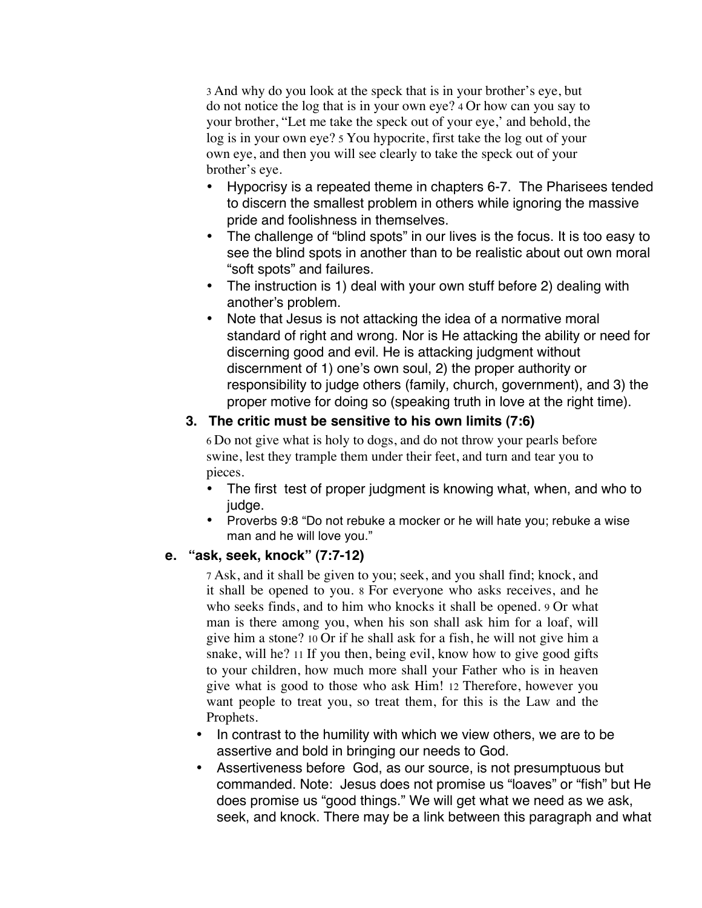3 And why do you look at the speck that is in your brother's eye, but do not notice the log that is in your own eye? 4 Or how can you say to your brother, "Let me take the speck out of your eye,' and behold, the log is in your own eye? 5 You hypocrite, first take the log out of your own eye, and then you will see clearly to take the speck out of your brother's eye.

- Hypocrisy is a repeated theme in chapters 6-7. The Pharisees tended to discern the smallest problem in others while ignoring the massive pride and foolishness in themselves.
- The challenge of "blind spots" in our lives is the focus. It is too easy to see the blind spots in another than to be realistic about out own moral "soft spots" and failures.
- The instruction is 1) deal with your own stuff before 2) dealing with another's problem.
- Note that Jesus is not attacking the idea of a normative moral standard of right and wrong. Nor is He attacking the ability or need for discerning good and evil. He is attacking judgment without discernment of 1) one's own soul, 2) the proper authority or responsibility to judge others (family, church, government), and 3) the proper motive for doing so (speaking truth in love at the right time).

**3. The critic must be sensitive to his own limits (7:6)**

6 Do not give what is holy to dogs, and do not throw your pearls before swine, lest they trample them under their feet, and turn and tear you to pieces.

- The first test of proper judgment is knowing what, when, and who to judge.
- Proverbs 9:8 "Do not rebuke a mocker or he will hate you; rebuke a wise man and he will love you."

**e. "ask, seek, knock" (7:7-12)**

7 Ask, and it shall be given to you; seek, and you shall find; knock, and it shall be opened to you. 8 For everyone who asks receives, and he who seeks finds, and to him who knocks it shall be opened. 9 Or what man is there among you, when his son shall ask him for a loaf, will give him a stone? 10 Or if he shall ask for a fish, he will not give him a snake, will he? 11 If you then, being evil, know how to give good gifts to your children, how much more shall your Father who is in heaven give what is good to those who ask Him! 12 Therefore, however you want people to treat you, so treat them, for this is the Law and the Prophets.

- In contrast to the humility with which we view others, we are to be assertive and bold in bringing our needs to God.
- Assertiveness before God, as our source, is not presumptuous but commanded. Note: Jesus does not promise us "loaves" or "fish" but He does promise us "good things." We will get what we need as we ask, seek, and knock. There may be a link between this paragraph and what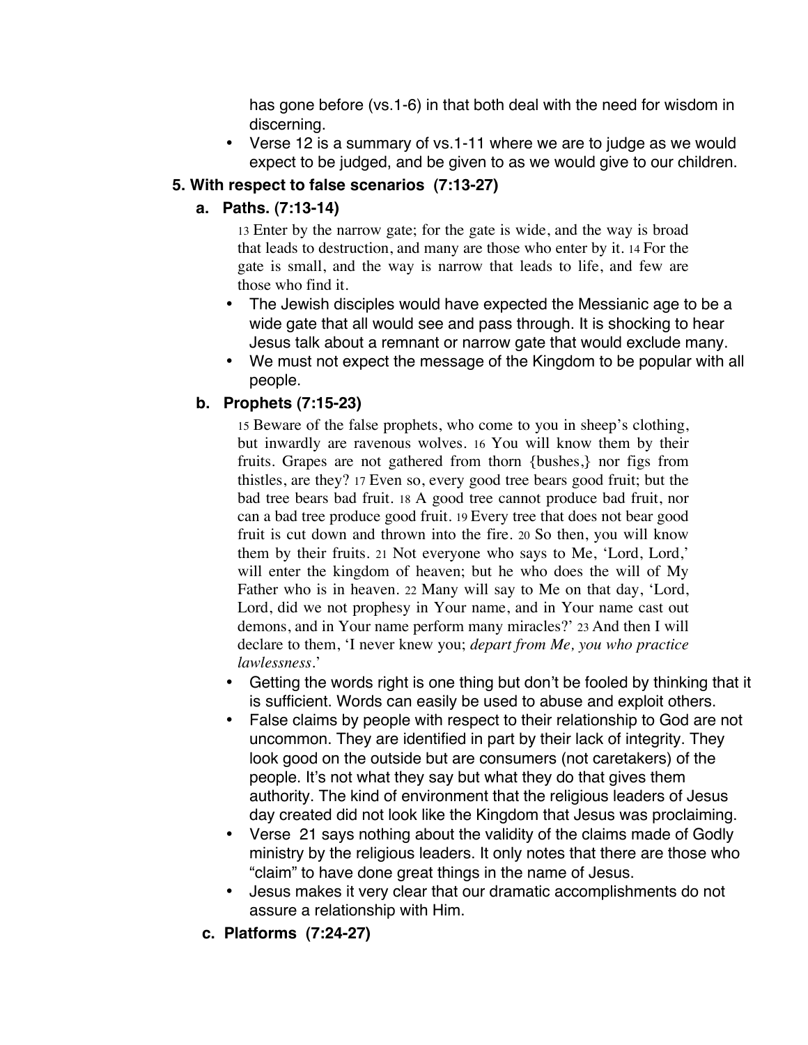has gone before (vs.1-6) in that both deal with the need for wisdom in discerning.

- Verse 12 is a summary of vs.1-11 where we are to judge as we would expect to be judged, and be given to as we would give to our children.

### 5. With respect to false scenarios (7:13-27)

#### a. Paths. (7:13-14)

> 13 Enter by the narrow gate; for the gate is wide, and the way is broad that leads to destruction, and many are those who enter by it. 14 For the gate is small, and the way is narrow that leads to life, and few are those who find it.

- The Jewish disciples would have expected the Messianic age to be a wide gate that all would see and pass through. It is shocking to hear Jesus talk about a remnant or narrow gate that would exclude many.
- We must not expect the message of the Kingdom to be popular with all people.

#### b. Prophets (7:15-23)

> 15 Beware of the false prophets, who come to you in sheep's clothing, but inwardly are ravenous wolves. 16 You will know them by their fruits. Grapes are not gathered from thorn {bushes,} nor figs from thistles, are they? 17 Even so, every good tree bears good fruit; but the bad tree bears bad fruit. 18 A good tree cannot produce bad fruit, nor can a bad tree produce good fruit. 19 Every tree that does not bear good fruit is cut down and thrown into the fire. 20 So then, you will know them by their fruits. 21 Not everyone who says to Me, 'Lord, Lord,' will enter the kingdom of heaven; but he who does the will of My Father who is in heaven. 22 Many will say to Me on that day, 'Lord, Lord, did we not prophesy in Your name, and in Your name cast out demons, and in Your name perform many miracles?' 23 And then I will declare to them, 'I never knew you; *depart from Me, you who practice lawlessness*.'

- Getting the words right is one thing but don't be fooled by thinking that it is sufficient. Words can easily be used to abuse and exploit others.
- False claims by people with respect to their relationship to God are not uncommon. They are identified in part by their lack of integrity. They look good on the outside but are consumers (not caretakers) of the people. It's not what they say but what they do that gives them authority. The kind of environment that the religious leaders of Jesus day created did not look like the Kingdom that Jesus was proclaiming.
- Verse 21 says nothing about the validity of the claims made of Godly ministry by the religious leaders. It only notes that there are those who "claim" to have done great things in the name of Jesus.
- Jesus makes it very clear that our dramatic accomplishments do not assure a relationship with Him.

#### c. Platforms (7:24-27)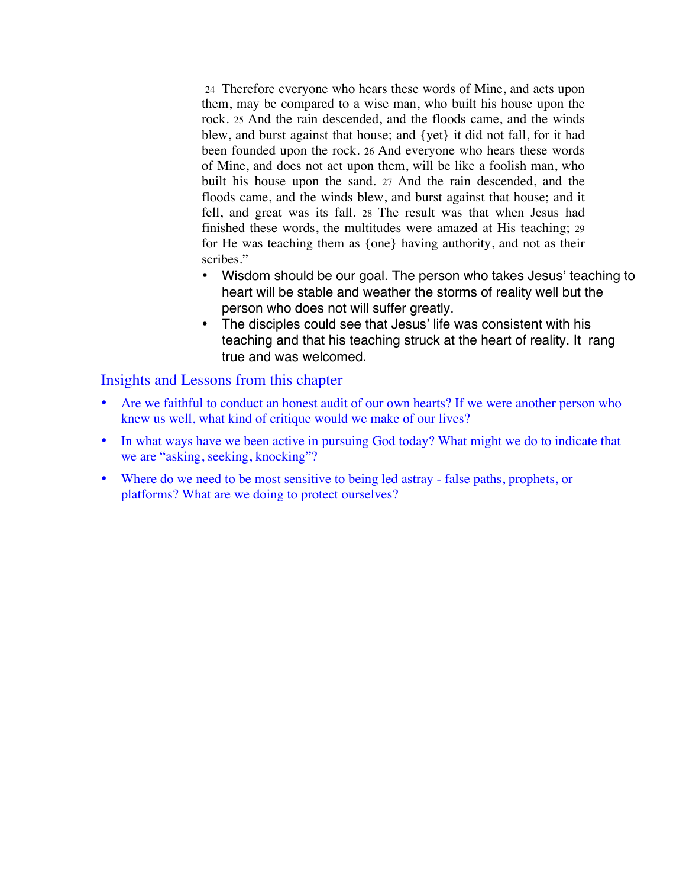24 Therefore everyone who hears these words of Mine, and acts upon them, may be compared to a wise man, who built his house upon the rock. 25 And the rain descended, and the floods came, and the winds blew, and burst against that house; and {yet} it did not fall, for it had been founded upon the rock. 26 And everyone who hears these words of Mine, and does not act upon them, will be like a foolish man, who built his house upon the sand. 27 And the rain descended, and the floods came, and the winds blew, and burst against that house; and it fell, and great was its fall. 28 The result was that when Jesus had finished these words, the multitudes were amazed at His teaching; 29 for He was teaching them as {one} having authority, and not as their scribes."

- Wisdom should be our goal. The person who takes Jesus' teaching to heart will be stable and weather the storms of reality well but the person who does not will suffer greatly.
- The disciples could see that Jesus' life was consistent with his teaching and that his teaching struck at the heart of reality. It rang true and was welcomed.

## Insights and Lessons from this chapter

- Are we faithful to conduct an honest audit of our own hearts? If we were another person who knew us well, what kind of critique would we make of our lives?
- In what ways have we been active in pursuing God today? What might we do to indicate that we are "asking, seeking, knocking"?
- Where do we need to be most sensitive to being led astray - false paths, prophets, or platforms? What are we doing to protect ourselves?